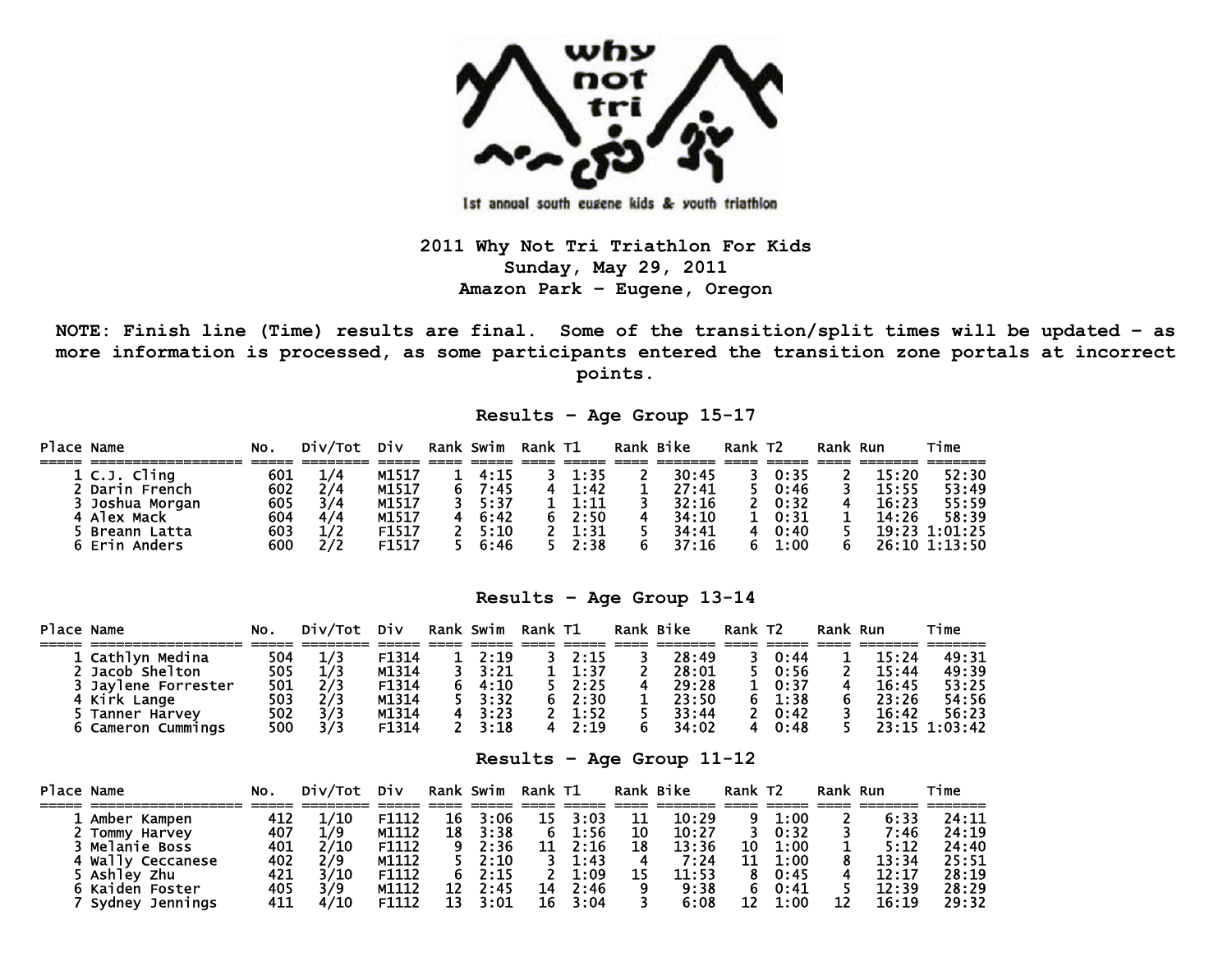why not tri

1st annual south eugene kids & youth triathlon

**2011 Why Not Tri Triathlon For Kids**
**Sunday, May 29, 2011**
**Amazon Park - Eugene, Oregon**

**NOTE: Finish line (Time) results are final. Some of the transition/split times will be updated - as more information is processed, as some participants entered the transition zone portals at incorrect points.**

## Results - Age Group 15-17

| Place | Name | No. | Div/Tot | Div | Rank | Swim | Rank | T1 | Rank | Bike | Rank | T2 | Rank | Run | Time |
|---|---|---|---|---|---|---|---|---|---|---|---|---|---|---|---|
| 1 | C.J. Cling | 601 | 1/4 | M1517 | 1 | 4:15 | 3 | 1:35 | 2 | 30:45 | 3 | 0:35 | 2 | 15:20 | 52:30 |
| 2 | Darin French | 602 | 2/4 | M1517 | 6 | 7:45 | 4 | 1:42 | 1 | 27:41 | 5 | 0:46 | 3 | 15:55 | 53:49 |
| 3 | Joshua Morgan | 605 | 3/4 | M1517 | 3 | 5:37 | 1 | 1:11 | 3 | 32:16 | 2 | 0:32 | 4 | 16:23 | 55:59 |
| 4 | Alex Mack | 604 | 4/4 | M1517 | 4 | 6:42 | 6 | 2:50 | 4 | 34:10 | 1 | 0:31 | 1 | 14:26 | 58:39 |
| 5 | Breann Latta | 603 | 1/2 | F1517 | 2 | 5:10 | 2 | 1:31 | 5 | 34:41 | 4 | 0:40 | 5 | 19:23 | 1:01:25 |
| 6 | Erin Anders | 600 | 2/2 | F1517 | 5 | 6:46 | 5 | 2:38 | 6 | 37:16 | 6 | 1:00 | 6 | 26:10 | 1:13:50 |

## Results - Age Group 13-14

| Place | Name | No. | Div/Tot | Div | Rank | Swim | Rank | T1 | Rank | Bike | Rank | T2 | Rank | Run | Time |
|---|---|---|---|---|---|---|---|---|---|---|---|---|---|---|---|
| 1 | Cathlyn Medina | 504 | 1/3 | F1314 | 1 | 2:19 | 3 | 2:15 | 3 | 28:49 | 3 | 0:44 | 1 | 15:24 | 49:31 |
| 2 | Jacob Shelton | 505 | 1/3 | M1314 | 3 | 3:21 | 1 | 1:37 | 2 | 28:01 | 5 | 0:56 | 2 | 15:44 | 49:39 |
| 3 | Jaylene Forrester | 501 | 2/3 | F1314 | 6 | 4:10 | 5 | 2:25 | 4 | 29:28 | 1 | 0:37 | 4 | 16:45 | 53:25 |
| 4 | Kirk Lange | 503 | 2/3 | M1314 | 5 | 3:32 | 6 | 2:30 | 1 | 23:50 | 6 | 1:38 | 6 | 23:26 | 54:56 |
| 5 | Tanner Harvey | 502 | 3/3 | M1314 | 4 | 3:23 | 2 | 1:52 | 5 | 33:44 | 2 | 0:42 | 3 | 16:42 | 56:23 |
| 6 | Cameron Cummings | 500 | 3/3 | F1314 | 2 | 3:18 | 4 | 2:19 | 6 | 34:02 | 4 | 0:48 | 5 | 23:15 | 1:03:42 |

## Results - Age Group 11-12

| Place | Name | No. | Div/Tot | Div | Rank | Swim | Rank | T1 | Rank | Bike | Rank | T2 | Rank | Run | Time |
|---|---|---|---|---|---|---|---|---|---|---|---|---|---|---|---|
| 1 | Amber Kampen | 412 | 1/10 | F1112 | 16 | 3:06 | 15 | 3:03 | 11 | 10:29 | 9 | 1:00 | 2 | 6:33 | 24:11 |
| 2 | Tommy Harvey | 407 | 1/9 | M1112 | 18 | 3:38 | 6 | 1:56 | 10 | 10:27 | 3 | 0:32 | 3 | 7:46 | 24:19 |
| 3 | Melanie Boss | 401 | 2/10 | F1112 | 9 | 2:36 | 11 | 2:16 | 18 | 13:36 | 10 | 1:00 | 1 | 5:12 | 24:40 |
| 4 | Wally Ceccanese | 402 | 2/9 | M1112 | 5 | 2:10 | 3 | 1:43 | 4 | 7:24 | 11 | 1:00 | 8 | 13:34 | 25:51 |
| 5 | Ashley Zhu | 421 | 3/10 | F1112 | 6 | 2:15 | 2 | 1:09 | 15 | 11:53 | 8 | 0:45 | 4 | 12:17 | 28:19 |
| 6 | Kaiden Foster | 405 | 3/9 | M1112 | 12 | 2:45 | 14 | 2:46 | 9 | 9:38 | 6 | 0:41 | 5 | 12:39 | 28:29 |
| 7 | Sydney Jennings | 411 | 4/10 | F1112 | 13 | 3:01 | 16 | 3:04 | 3 | 6:08 | 12 | 1:00 | 12 | 16:19 | 29:32 |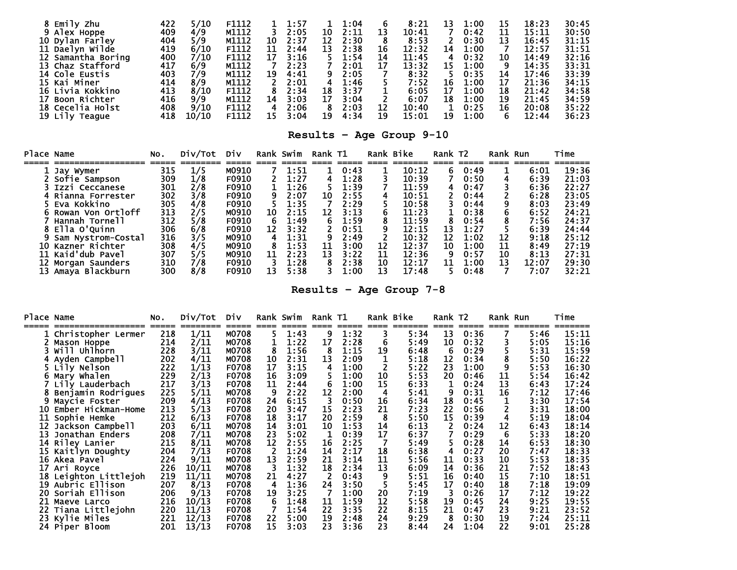| Place | Name | No. | Div/Tot | Div | Rank | Swim | Rank | T1 | Rank | Bike | Rank | T2 | Rank | Run | Time |
|---|---|---|---|---|---|---|---|---|---|---|---|---|---|---|---|
| 8 | Emily Zhu | 422 | 5/10 | F1112 | 1 | 1:57 | 1 | 1:04 | 6 | 8:21 | 13 | 1:00 | 15 | 18:23 | 30:45 |
| 9 | Alex Hoppe | 409 | 4/9 | M1112 | 3 | 2:05 | 10 | 2:11 | 13 | 10:41 | 7 | 0:42 | 11 | 15:11 | 30:50 |
| 10 | Dylan Farley | 404 | 5/9 | M1112 | 10 | 2:37 | 12 | 2:30 | 8 | 8:53 | 2 | 0:30 | 13 | 16:45 | 31:15 |
| 11 | Daelyn Wilde | 419 | 6/10 | F1112 | 11 | 2:44 | 13 | 2:38 | 16 | 12:32 | 14 | 1:00 | 7 | 12:57 | 31:51 |
| 12 | Samantha Boring | 400 | 7/10 | F1112 | 17 | 3:16 | 5 | 1:54 | 14 | 11:45 | 4 | 0:32 | 10 | 14:49 | 32:16 |
| 13 | Chaz Stafford | 417 | 6/9 | M1112 | 7 | 2:23 | 7 | 2:01 | 17 | 13:32 | 15 | 1:00 | 9 | 14:35 | 33:31 |
| 14 | Cole Eustis | 403 | 7/9 | M1112 | 19 | 4:41 | 9 | 2:05 | 7 | 8:32 | 5 | 0:35 | 14 | 17:46 | 33:39 |
| 15 | Kai Miner | 414 | 8/9 | M1112 | 2 | 2:01 | 4 | 1:46 | 5 | 7:52 | 16 | 1:00 | 17 | 21:36 | 34:15 |
| 16 | Livia Kokkino | 413 | 8/10 | F1112 | 8 | 2:34 | 18 | 3:37 | 1 | 6:05 | 17 | 1:00 | 18 | 21:42 | 34:58 |
| 17 | Boon Richter | 416 | 9/9 | M1112 | 14 | 3:03 | 17 | 3:04 | 2 | 6:07 | 18 | 1:00 | 19 | 21:45 | 34:59 |
| 18 | Cecelia Holst | 408 | 9/10 | F1112 | 4 | 2:06 | 8 | 2:03 | 12 | 10:40 | 1 | 0:25 | 16 | 20:08 | 35:22 |
| 19 | Lily Teague | 418 | 10/10 | F1112 | 15 | 3:04 | 19 | 4:34 | 19 | 15:01 | 19 | 1:00 | 6 | 12:44 | 36:23 |

## Results - Age Group 9-10

| Place | Name | No. | Div/Tot | Div | Rank | Swim | Rank | T1 | Rank | Bike | Rank | T2 | Rank | Run | Time |
|---|---|---|---|---|---|---|---|---|---|---|---|---|---|---|---|
| 1 | Jay Wymer | 315 | 1/5 | M0910 | 7 | 1:51 | 1 | 0:43 | 1 | 10:12 | 6 | 0:49 | 1 | 6:01 | 19:36 |
| 2 | Sofie Sampson | 309 | 1/8 | F0910 | 2 | 1:27 | 4 | 1:28 | 3 | 10:39 | 7 | 0:50 | 4 | 6:39 | 21:03 |
| 3 | Izzi Ceccanese | 301 | 2/8 | F0910 | 1 | 1:26 | 5 | 1:39 | 7 | 11:59 | 4 | 0:47 | 3 | 6:36 | 22:27 |
| 4 | Rianna Forrester | 302 | 3/8 | F0910 | 9 | 2:07 | 10 | 2:55 | 4 | 10:51 | 2 | 0:44 | 2 | 6:28 | 23:05 |
| 5 | Eva Kokkino | 305 | 4/8 | F0910 | 5 | 1:35 | 7 | 2:29 | 5 | 10:58 | 3 | 0:44 | 9 | 8:03 | 23:49 |
| 6 | Rowan Von Ortloff | 313 | 2/5 | M0910 | 10 | 2:15 | 12 | 3:13 | 6 | 11:23 | 1 | 0:38 | 6 | 6:52 | 24:21 |
| 7 | Hannah Tornell | 312 | 5/8 | F0910 | 6 | 1:49 | 6 | 1:59 | 8 | 11:59 | 8 | 0:54 | 8 | 7:56 | 24:37 |
| 8 | Ella O'Quinn | 306 | 6/8 | F0910 | 12 | 3:32 | 2 | 0:51 | 9 | 12:15 | 13 | 1:27 | 5 | 6:39 | 24:44 |
| 9 | Sam Nystrom-Costal | 316 | 3/5 | M0910 | 4 | 1:31 | 9 | 2:49 | 2 | 10:32 | 12 | 1:02 | 12 | 9:18 | 25:12 |
| 10 | Kazner Richter | 308 | 4/5 | M0910 | 8 | 1:53 | 11 | 3:00 | 12 | 12:37 | 10 | 1:00 | 11 | 8:49 | 27:19 |
| 11 | Kaid'dub Pavel | 307 | 5/5 | M0910 | 11 | 2:23 | 13 | 3:22 | 11 | 12:36 | 9 | 0:57 | 10 | 8:13 | 27:31 |
| 12 | Morgan Saunders | 310 | 7/8 | F0910 | 3 | 1:28 | 8 | 2:38 | 10 | 12:17 | 11 | 1:00 | 13 | 12:07 | 29:30 |
| 13 | Amaya Blackburn | 300 | 8/8 | F0910 | 13 | 5:38 | 3 | 1:00 | 13 | 17:48 | 5 | 0:48 | 7 | 7:07 | 32:21 |

## Results - Age Group 7-8

| Place | Name | No. | Div/Tot | Div | Rank | Swim | Rank | T1 | Rank | Bike | Rank | T2 | Rank | Run | Time |
|---|---|---|---|---|---|---|---|---|---|---|---|---|---|---|---|
| 1 | Christopher Lermer | 218 | 1/11 | M0708 | 5 | 1:43 | 9 | 1:32 | 3 | 5:34 | 13 | 0:36 | 7 | 5:46 | 15:11 |
| 2 | Mason Hoppe | 214 | 2/11 | M0708 | 1 | 1:22 | 17 | 2:28 | 6 | 5:49 | 10 | 0:32 | 3 | 5:05 | 15:16 |
| 3 | Will Uhlhorn | 228 | 3/11 | M0708 | 8 | 1:56 | 8 | 1:15 | 19 | 6:48 | 6 | 0:29 | 5 | 5:31 | 15:59 |
| 4 | Ayden Campbell | 202 | 4/11 | M0708 | 10 | 2:31 | 13 | 2:09 | 1 | 5:18 | 12 | 0:34 | 8 | 5:50 | 16:22 |
| 5 | Lily Nelson | 222 | 1/13 | F0708 | 17 | 3:15 | 4 | 1:00 | 2 | 5:22 | 23 | 1:00 | 9 | 5:53 | 16:30 |
| 6 | Mary Whalen | 229 | 2/13 | F0708 | 16 | 3:09 | 5 | 1:00 | 10 | 5:53 | 20 | 0:46 | 11 | 5:54 | 16:42 |
| 7 | Lily Lauderbach | 217 | 3/13 | F0708 | 11 | 2:44 | 6 | 1:00 | 15 | 6:33 | 1 | 0:24 | 13 | 6:43 | 17:24 |
| 8 | Benjamin Rodrigues | 225 | 5/11 | M0708 | 9 | 2:22 | 12 | 2:00 | 4 | 5:41 | 9 | 0:31 | 16 | 7:12 | 17:46 |
| 9 | Maycie Foster | 209 | 4/13 | F0708 | 24 | 6:15 | 3 | 0:50 | 16 | 6:34 | 18 | 0:45 | 1 | 3:30 | 17:54 |
| 10 | Ember Hickman-Home | 213 | 5/13 | F0708 | 20 | 3:47 | 15 | 2:23 | 21 | 7:23 | 22 | 0:56 | 2 | 3:31 | 18:00 |
| 11 | Sophie Hemke | 212 | 6/13 | F0708 | 18 | 3:17 | 20 | 2:59 | 8 | 5:50 | 15 | 0:39 | 4 | 5:19 | 18:04 |
| 12 | Jackson Campbell | 203 | 6/11 | M0708 | 14 | 3:01 | 10 | 1:53 | 14 | 6:13 | 2 | 0:24 | 12 | 6:43 | 18:14 |
| 13 | Jonathan Enders | 208 | 7/11 | M0708 | 23 | 5:02 | 1 | 0:39 | 17 | 6:37 | 7 | 0:29 | 6 | 5:33 | 18:20 |
| 14 | Riley Lanier | 215 | 8/11 | M0708 | 12 | 2:55 | 16 | 2:25 | 7 | 5:49 | 5 | 0:28 | 14 | 6:53 | 18:30 |
| 15 | Kaitlyn Doughty | 204 | 7/13 | F0708 | 2 | 1:24 | 14 | 2:17 | 18 | 6:38 | 4 | 0:27 | 20 | 7:47 | 18:33 |
| 16 | Akea Pavel | 224 | 9/11 | M0708 | 13 | 2:59 | 21 | 3:14 | 11 | 5:56 | 11 | 0:33 | 10 | 5:53 | 18:35 |
| 17 | Ari Royce | 226 | 10/11 | M0708 | 3 | 1:32 | 18 | 2:34 | 13 | 6:09 | 14 | 0:36 | 21 | 7:52 | 18:43 |
| 18 | Leighton Littlejoh | 219 | 11/11 | M0708 | 21 | 4:27 | 2 | 0:43 | 9 | 5:51 | 16 | 0:40 | 15 | 7:10 | 18:51 |
| 19 | Aubric Ellison | 207 | 8/13 | F0708 | 4 | 1:36 | 24 | 3:50 | 5 | 5:45 | 17 | 0:40 | 18 | 7:18 | 19:09 |
| 20 | Soriah Ellison | 206 | 9/13 | F0708 | 19 | 3:25 | 7 | 1:00 | 20 | 7:19 | 3 | 0:26 | 17 | 7:12 | 19:22 |
| 21 | Maeve Larco | 216 | 10/13 | F0708 | 6 | 1:48 | 11 | 1:59 | 12 | 5:58 | 19 | 0:45 | 24 | 9:25 | 19:55 |
| 22 | Tiana Littlejohn | 220 | 11/13 | F0708 | 7 | 1:54 | 22 | 3:35 | 22 | 8:15 | 21 | 0:47 | 23 | 9:21 | 23:52 |
| 23 | Kylie Miles | 221 | 12/13 | F0708 | 22 | 5:00 | 19 | 2:48 | 24 | 9:29 | 8 | 0:30 | 19 | 7:24 | 25:11 |
| 24 | Piper Bloom | 201 | 13/13 | F0708 | 15 | 3:03 | 23 | 3:36 | 23 | 8:44 | 24 | 1:04 | 22 | 9:01 | 25:28 |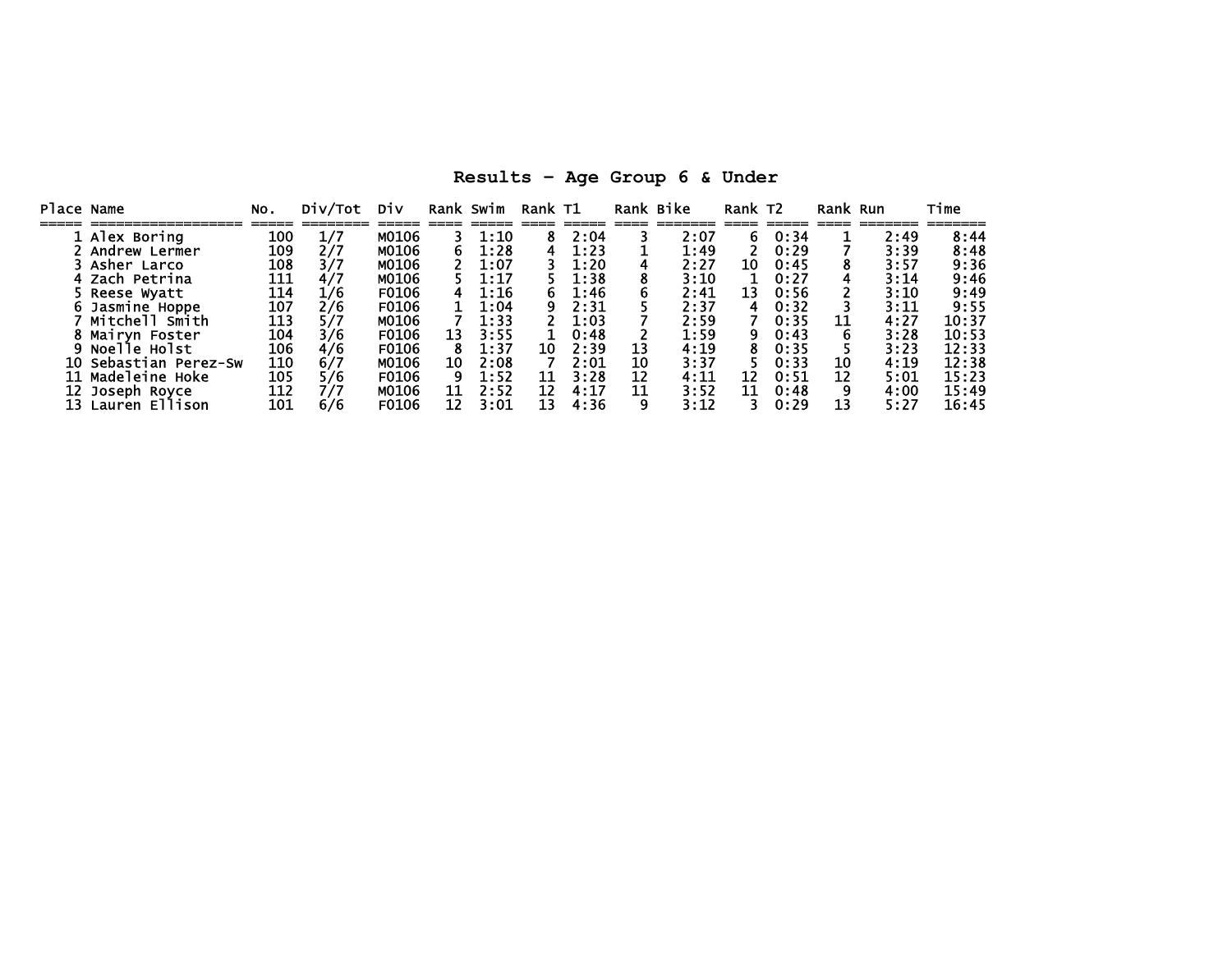# Results - Age Group 6 & Under

| Place | Name | No. | Div/Tot | Div | Rank | Swim | Rank | T1 | Rank | Bike | Rank | T2 | Rank | Run | Time |
|---|---|---|---|---|---|---|---|---|---|---|---|---|---|---|---|
| 1 | Alex Boring | 100 | 1/7 | M0106 | 3 | 1:10 | 8 | 2:04 | 3 | 2:07 | 6 | 0:34 | 1 | 2:49 | 8:44 |
| 2 | Andrew Lermer | 109 | 2/7 | M0106 | 6 | 1:28 | 4 | 1:23 | 1 | 1:49 | 2 | 0:29 | 7 | 3:39 | 8:48 |
| 3 | Asher Larco | 108 | 3/7 | M0106 | 2 | 1:07 | 3 | 1:20 | 4 | 2:27 | 10 | 0:45 | 8 | 3:57 | 9:36 |
| 4 | Zach Petrina | 111 | 4/7 | M0106 | 5 | 1:17 | 5 | 1:38 | 8 | 3:10 | 1 | 0:27 | 4 | 3:14 | 9:46 |
| 5 | Reese Wyatt | 114 | 1/6 | F0106 | 4 | 1:16 | 6 | 1:46 | 6 | 2:41 | 13 | 0:56 | 2 | 3:10 | 9:49 |
| 6 | Jasmine Hoppe | 107 | 2/6 | F0106 | 1 | 1:04 | 9 | 2:31 | 5 | 2:37 | 4 | 0:32 | 3 | 3:11 | 9:55 |
| 7 | Mitchell Smith | 113 | 5/7 | M0106 | 7 | 1:33 | 2 | 1:03 | 7 | 2:59 | 7 | 0:35 | 11 | 4:27 | 10:37 |
| 8 | Mairyn Foster | 104 | 3/6 | F0106 | 13 | 3:55 | 1 | 0:48 | 2 | 1:59 | 9 | 0:43 | 6 | 3:28 | 10:53 |
| 9 | Noelle Holst | 106 | 4/6 | F0106 | 8 | 1:37 | 10 | 2:39 | 13 | 4:19 | 8 | 0:35 | 5 | 3:23 | 12:33 |
| 10 | Sebastian Perez-Sw | 110 | 6/7 | M0106 | 10 | 2:08 | 7 | 2:01 | 10 | 3:37 | 5 | 0:33 | 10 | 4:19 | 12:38 |
| 11 | Madeleine Hoke | 105 | 5/6 | F0106 | 9 | 1:52 | 11 | 3:28 | 12 | 4:11 | 12 | 0:51 | 12 | 5:01 | 15:23 |
| 12 | Joseph Royce | 112 | 7/7 | M0106 | 11 | 2:52 | 12 | 4:17 | 11 | 3:52 | 11 | 0:48 | 9 | 4:00 | 15:49 |
| 13 | Lauren Ellison | 101 | 6/6 | F0106 | 12 | 3:01 | 13 | 4:36 | 9 | 3:12 | 3 | 0:29 | 13 | 5:27 | 16:45 |